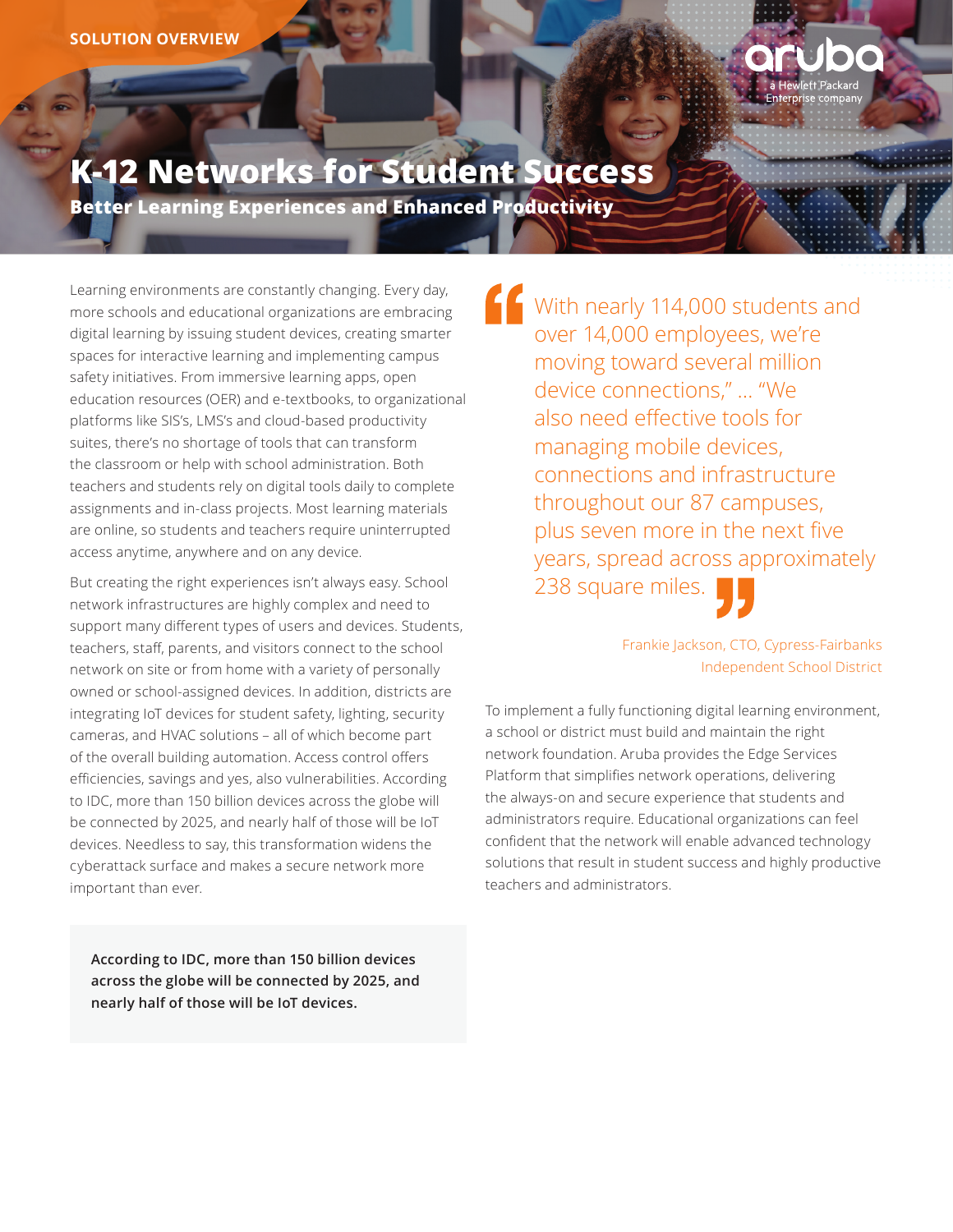SOLUTION OVERVIEW

# K-12 Networks for Student Success

## Better Learning Experiences and Enhanced Productivity

Learning environments are constantly changing. Every day, more schools and educational organizations are embracing digital learning by issuing student devices, creating smarter spaces for interactive learning and implementing campus safety initiatives. From immersive learning apps, open education resources (OER) and e-textbooks, to organizational platforms like SIS's, LMS's and cloud-based productivity suites, there's no shortage of tools that can transform the classroom or help with school administration. Both teachers and students rely on digital tools daily to complete assignments and in-class projects. Most learning materials are online, so students and teachers require uninterrupted access anytime, anywhere and on any device.

But creating the right experiences isn't always easy. School network infrastructures are highly complex and need to support many different types of users and devices. Students, teachers, staff, parents, and visitors connect to the school network on site or from home with a variety of personally owned or school-assigned devices. In addition, districts are integrating IoT devices for student safety, lighting, security cameras, and HVAC solutions – all of which become part of the overall building automation. Access control offers efficiencies, savings and yes, also vulnerabilities. According to IDC, more than 150 billion devices across the globe will be connected by 2025, and nearly half of those will be IoT devices. Needless to say, this transformation widens the cyberattack surface and makes a secure network more important than ever.

**According to IDC, more than 150 billion devices across the globe will be connected by 2025, and nearly half of those will be IoT devices.**

> "With nearly 114,000 students and over 14,000 employees, we're moving toward several million device connections," … "We also need effective tools for managing mobile devices, connections and infrastructure throughout our 87 campuses, plus seven more in the next five years, spread across approximately 238 square miles."
>
> Frankie Jackson, CTO, Cypress-Fairbanks Independent School District

To implement a fully functioning digital learning environment, a school or district must build and maintain the right network foundation. Aruba provides the Edge Services Platform that simplifies network operations, delivering the always-on and secure experience that students and administrators require. Educational organizations can feel confident that the network will enable advanced technology solutions that result in student success and highly productive teachers and administrators.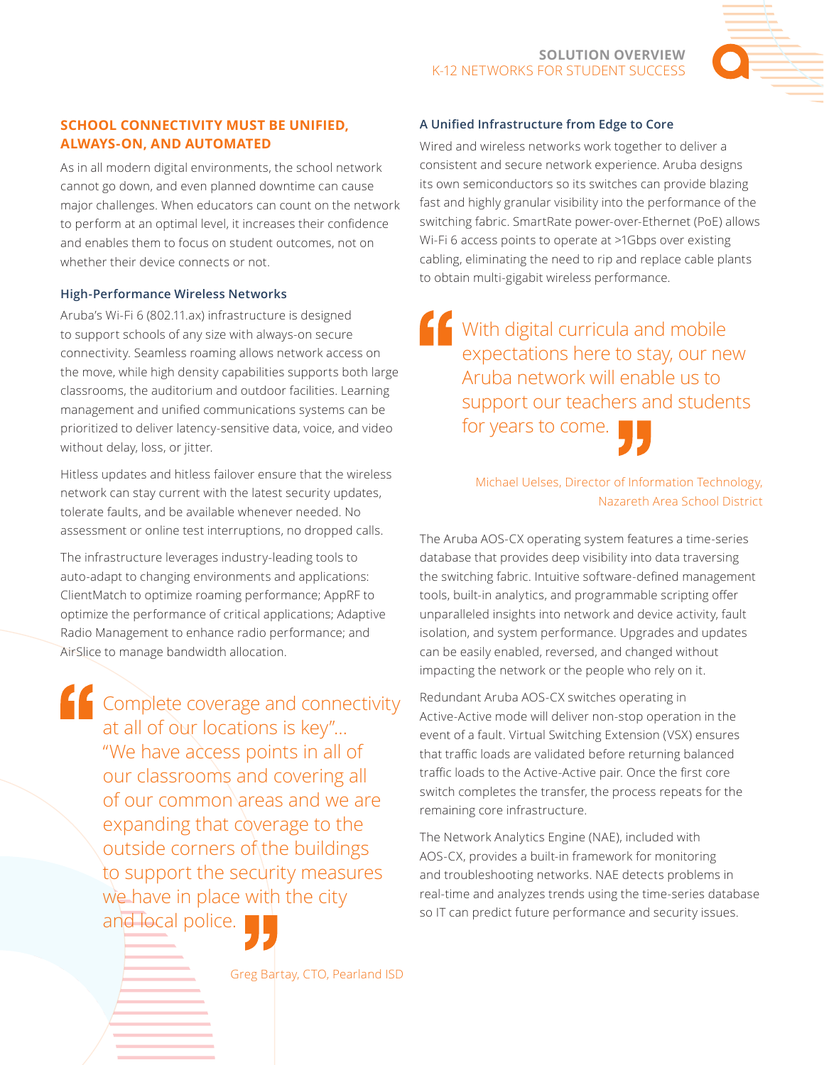## SCHOOL CONNECTIVITY MUST BE UNIFIED, ALWAYS-ON, AND AUTOMATED

As in all modern digital environments, the school network cannot go down, and even planned downtime can cause major challenges. When educators can count on the network to perform at an optimal level, it increases their confidence and enables them to focus on student outcomes, not on whether their device connects or not.

### High-Performance Wireless Networks

Aruba's Wi-Fi 6 (802.11.ax) infrastructure is designed to support schools of any size with always-on secure connectivity. Seamless roaming allows network access on the move, while high density capabilities supports both large classrooms, the auditorium and outdoor facilities. Learning management and unified communications systems can be prioritized to deliver latency-sensitive data, voice, and video without delay, loss, or jitter.

Hitless updates and hitless failover ensure that the wireless network can stay current with the latest security updates, tolerate faults, and be available whenever needed. No assessment or online test interruptions, no dropped calls.

The infrastructure leverages industry-leading tools to auto-adapt to changing environments and applications: ClientMatch to optimize roaming performance; AppRF to optimize the performance of critical applications; Adaptive Radio Management to enhance radio performance; and AirSlice to manage bandwidth allocation.

> Complete coverage and connectivity at all of our locations is key"… "We have access points in all of our classrooms and covering all of our common areas and we are expanding that coverage to the outside corners of the buildings to support the security measures we have in place with the city and local police.
>
> Greg Bartay, CTO, Pearland ISD

### A Unified Infrastructure from Edge to Core

Wired and wireless networks work together to deliver a consistent and secure network experience. Aruba designs its own semiconductors so its switches can provide blazing fast and highly granular visibility into the performance of the switching fabric. SmartRate power-over-Ethernet (PoE) allows Wi-Fi 6 access points to operate at >1Gbps over existing cabling, eliminating the need to rip and replace cable plants to obtain multi-gigabit wireless performance.

> With digital curricula and mobile expectations here to stay, our new Aruba network will enable us to support our teachers and students for years to come.
>
> Michael Uelses, Director of Information Technology, Nazareth Area School District

The Aruba AOS-CX operating system features a time-series database that provides deep visibility into data traversing the switching fabric. Intuitive software-defined management tools, built-in analytics, and programmable scripting offer unparalleled insights into network and device activity, fault isolation, and system performance. Upgrades and updates can be easily enabled, reversed, and changed without impacting the network or the people who rely on it.

Redundant Aruba AOS-CX switches operating in Active-Active mode will deliver non-stop operation in the event of a fault. Virtual Switching Extension (VSX) ensures that traffic loads are validated before returning balanced traffic loads to the Active-Active pair. Once the first core switch completes the transfer, the process repeats for the remaining core infrastructure.

The Network Analytics Engine (NAE), included with AOS-CX, provides a built-in framework for monitoring and troubleshooting networks. NAE detects problems in real-time and analyzes trends using the time-series database so IT can predict future performance and security issues.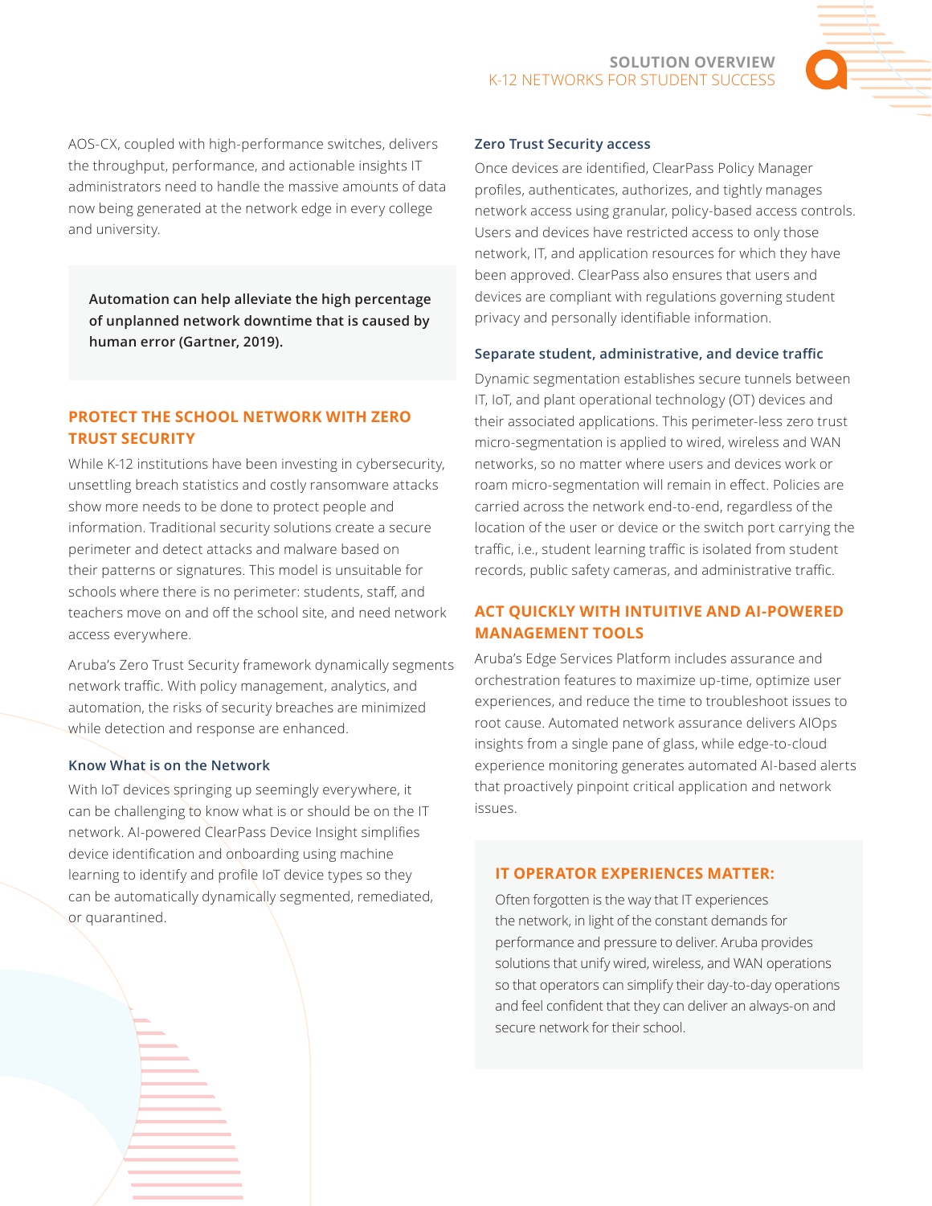AOS-CX, coupled with high-performance switches, delivers the throughput, performance, and actionable insights IT administrators need to handle the massive amounts of data now being generated at the network edge in every college and university.

> **Automation can help alleviate the high percentage of unplanned network downtime that is caused by human error (Gartner, 2019).**

## PROTECT THE SCHOOL NETWORK WITH ZERO TRUST SECURITY

While K-12 institutions have been investing in cybersecurity, unsettling breach statistics and costly ransomware attacks show more needs to be done to protect people and information. Traditional security solutions create a secure perimeter and detect attacks and malware based on their patterns or signatures. This model is unsuitable for schools where there is no perimeter: students, staff, and teachers move on and off the school site, and need network access everywhere.

Aruba's Zero Trust Security framework dynamically segments network traffic. With policy management, analytics, and automation, the risks of security breaches are minimized while detection and response are enhanced.

### Know What is on the Network

With IoT devices springing up seemingly everywhere, it can be challenging to know what is or should be on the IT network. AI-powered ClearPass Device Insight simplifies device identification and onboarding using machine learning to identify and profile IoT device types so they can be automatically dynamically segmented, remediated, or quarantined.

### Zero Trust Security access

Once devices are identified, ClearPass Policy Manager profiles, authenticates, authorizes, and tightly manages network access using granular, policy-based access controls. Users and devices have restricted access to only those network, IT, and application resources for which they have been approved. ClearPass also ensures that users and devices are compliant with regulations governing student privacy and personally identifiable information.

### Separate student, administrative, and device traffic

Dynamic segmentation establishes secure tunnels between IT, IoT, and plant operational technology (OT) devices and their associated applications. This perimeter-less zero trust micro-segmentation is applied to wired, wireless and WAN networks, so no matter where users and devices work or roam micro-segmentation will remain in effect. Policies are carried across the network end-to-end, regardless of the location of the user or device or the switch port carrying the traffic, i.e., student learning traffic is isolated from student records, public safety cameras, and administrative traffic.

## ACT QUICKLY WITH INTUITIVE AND AI-POWERED MANAGEMENT TOOLS

Aruba's Edge Services Platform includes assurance and orchestration features to maximize up-time, optimize user experiences, and reduce the time to troubleshoot issues to root cause. Automated network assurance delivers AIOps insights from a single pane of glass, while edge-to-cloud experience monitoring generates automated AI-based alerts that proactively pinpoint critical application and network issues.

### IT OPERATOR EXPERIENCES MATTER:

Often forgotten is the way that IT experiences the network, in light of the constant demands for performance and pressure to deliver. Aruba provides solutions that unify wired, wireless, and WAN operations so that operators can simplify their day-to-day operations and feel confident that they can deliver an always-on and secure network for their school.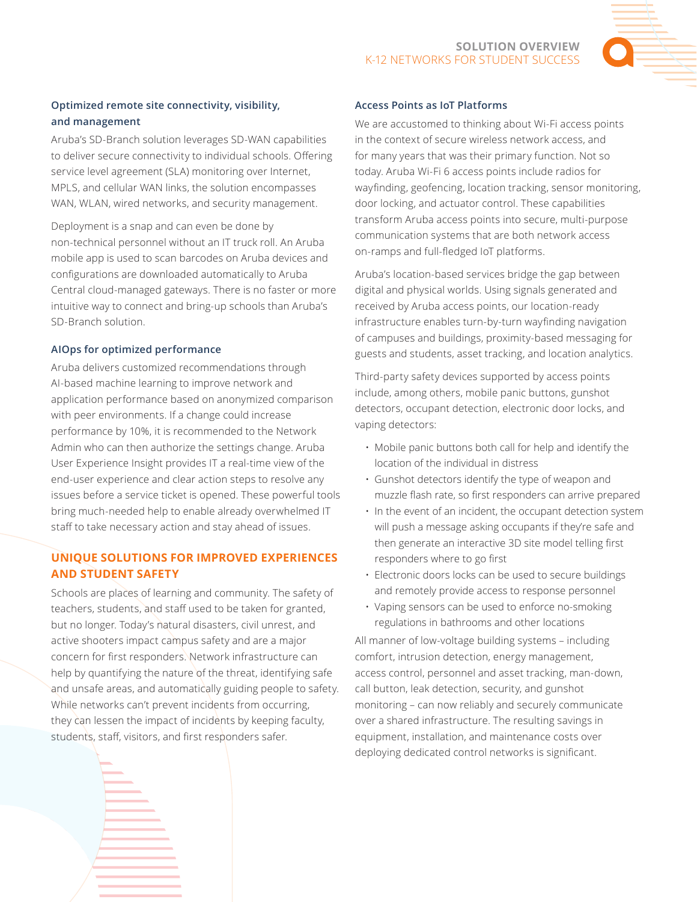### Optimized remote site connectivity, visibility, and management

Aruba's SD-Branch solution leverages SD-WAN capabilities to deliver secure connectivity to individual schools. Offering service level agreement (SLA) monitoring over Internet, MPLS, and cellular WAN links, the solution encompasses WAN, WLAN, wired networks, and security management.

Deployment is a snap and can even be done by non-technical personnel without an IT truck roll. An Aruba mobile app is used to scan barcodes on Aruba devices and configurations are downloaded automatically to Aruba Central cloud-managed gateways. There is no faster or more intuitive way to connect and bring-up schools than Aruba's SD-Branch solution.

### AIOps for optimized performance

Aruba delivers customized recommendations through AI-based machine learning to improve network and application performance based on anonymized comparison with peer environments. If a change could increase performance by 10%, it is recommended to the Network Admin who can then authorize the settings change. Aruba User Experience Insight provides IT a real-time view of the end-user experience and clear action steps to resolve any issues before a service ticket is opened. These powerful tools bring much-needed help to enable already overwhelmed IT staff to take necessary action and stay ahead of issues.

## UNIQUE SOLUTIONS FOR IMPROVED EXPERIENCES AND STUDENT SAFETY

Schools are places of learning and community. The safety of teachers, students, and staff used to be taken for granted, but no longer. Today's natural disasters, civil unrest, and active shooters impact campus safety and are a major concern for first responders. Network infrastructure can help by quantifying the nature of the threat, identifying safe and unsafe areas, and automatically guiding people to safety. While networks can't prevent incidents from occurring, they can lessen the impact of incidents by keeping faculty, students, staff, visitors, and first responders safer.

### Access Points as IoT Platforms

We are accustomed to thinking about Wi-Fi access points in the context of secure wireless network access, and for many years that was their primary function. Not so today. Aruba Wi-Fi 6 access points include radios for wayfinding, geofencing, location tracking, sensor monitoring, door locking, and actuator control. These capabilities transform Aruba access points into secure, multi-purpose communication systems that are both network access on-ramps and full-fledged IoT platforms.

Aruba's location-based services bridge the gap between digital and physical worlds. Using signals generated and received by Aruba access points, our location-ready infrastructure enables turn-by-turn wayfinding navigation of campuses and buildings, proximity-based messaging for guests and students, asset tracking, and location analytics.

Third-party safety devices supported by access points include, among others, mobile panic buttons, gunshot detectors, occupant detection, electronic door locks, and vaping detectors:

- Mobile panic buttons both call for help and identify the location of the individual in distress
- Gunshot detectors identify the type of weapon and muzzle flash rate, so first responders can arrive prepared
- In the event of an incident, the occupant detection system will push a message asking occupants if they're safe and then generate an interactive 3D site model telling first responders where to go first
- Electronic doors locks can be used to secure buildings and remotely provide access to response personnel
- Vaping sensors can be used to enforce no-smoking regulations in bathrooms and other locations

All manner of low-voltage building systems – including comfort, intrusion detection, energy management, access control, personnel and asset tracking, man-down, call button, leak detection, security, and gunshot monitoring – can now reliably and securely communicate over a shared infrastructure. The resulting savings in equipment, installation, and maintenance costs over deploying dedicated control networks is significant.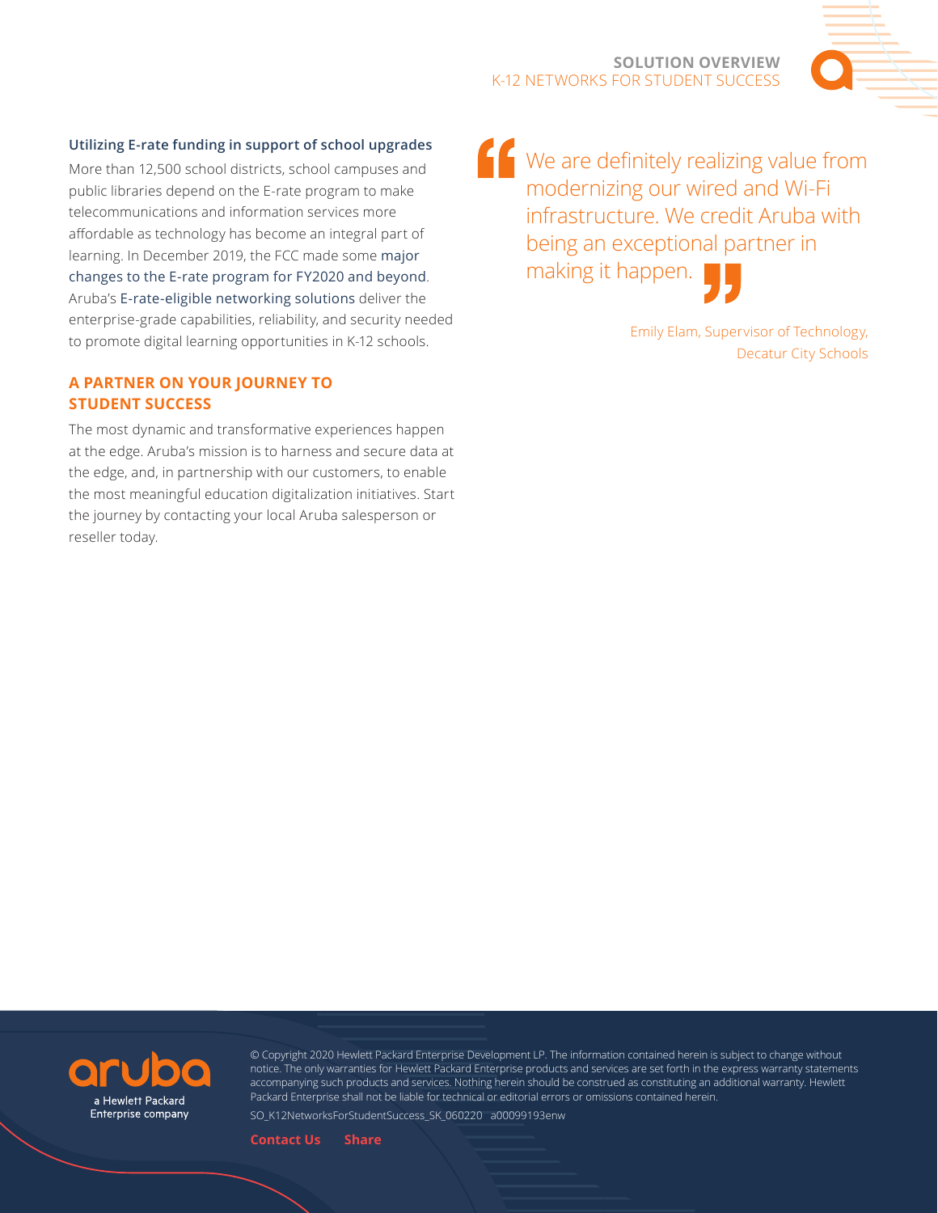### Utilizing E-rate funding in support of school upgrades

More than 12,500 school districts, school campuses and public libraries depend on the E-rate program to make telecommunications and information services more affordable as technology has become an integral part of learning. In December 2019, the FCC made some major changes to the E-rate program for FY2020 and beyond. Aruba's E-rate-eligible networking solutions deliver the enterprise-grade capabilities, reliability, and security needed to promote digital learning opportunities in K-12 schools.

## A PARTNER ON YOUR JOURNEY TO STUDENT SUCCESS

The most dynamic and transformative experiences happen at the edge. Aruba's mission is to harness and secure data at the edge, and, in partnership with our customers, to enable the most meaningful education digitalization initiatives. Start the journey by contacting your local Aruba salesperson or reseller today.

> "We are definitely realizing value from modernizing our wired and Wi-Fi infrastructure. We credit Aruba with being an exceptional partner in making it happen."
>
> Emily Elam, Supervisor of Technology, Decatur City Schools

aruba
a Hewlett Packard Enterprise company

© Copyright 2020 Hewlett Packard Enterprise Development LP. The information contained herein is subject to change without notice. The only warranties for Hewlett Packard Enterprise products and services are set forth in the express warranty statements accompanying such products and services. Nothing herein should be construed as constituting an additional warranty. Hewlett Packard Enterprise shall not be liable for technical or editorial errors or omissions contained herein.

SO_K12NetworksForStudentSuccess_SK_060220 a00099193enw

**Contact Us** **Share**